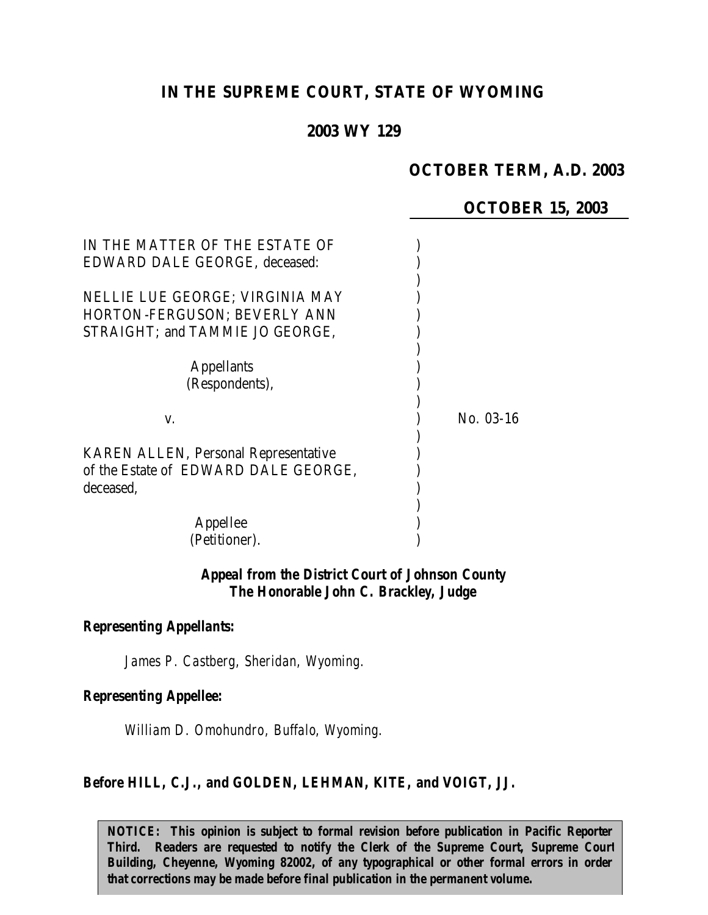# IN THE SUPREME COURT, STATE OF WYOMING

## 2003 WY 129

**OCTOBER TERM, A.D. 2003**

**OCTOBER 15, 2003**

IN THE MATTER OF THE ESTATE OF EDWARD DALE GEORGE, deceased:

NELLIE LUE GEORGE; VIRGINIA MAY HORTON-FERGUSON; BEVERLY ANN STRAIGHT; and TAMMIE JO GEORGE,

Appellants (Respondents),

v.

KAREN ALLEN, Personal Representative of the Estate of EDWARD DALE GEORGE, deceased,

Appellee (Petitioner).

No. 03-16

***Appeal from the District Court of Johnson County***
***The Honorable John C. Brackley, Judge***

***Representing Appellants:***

*James P. Castberg, Sheridan, Wyoming.*

***Representing Appellee:***

*William D. Omohundro, Buffalo, Wyoming.*

***Before HILL, C.J., and GOLDEN, LEHMAN, KITE, and VOIGT, JJ.***

**NOTICE: This opinion is subject to formal revision before publication in Pacific Reporter Third. Readers are requested to notify the Clerk of the Supreme Court, Supreme Court Building, Cheyenne, Wyoming 82002, of any typographical or other formal errors in order that corrections may be made before final publication in the permanent volume.**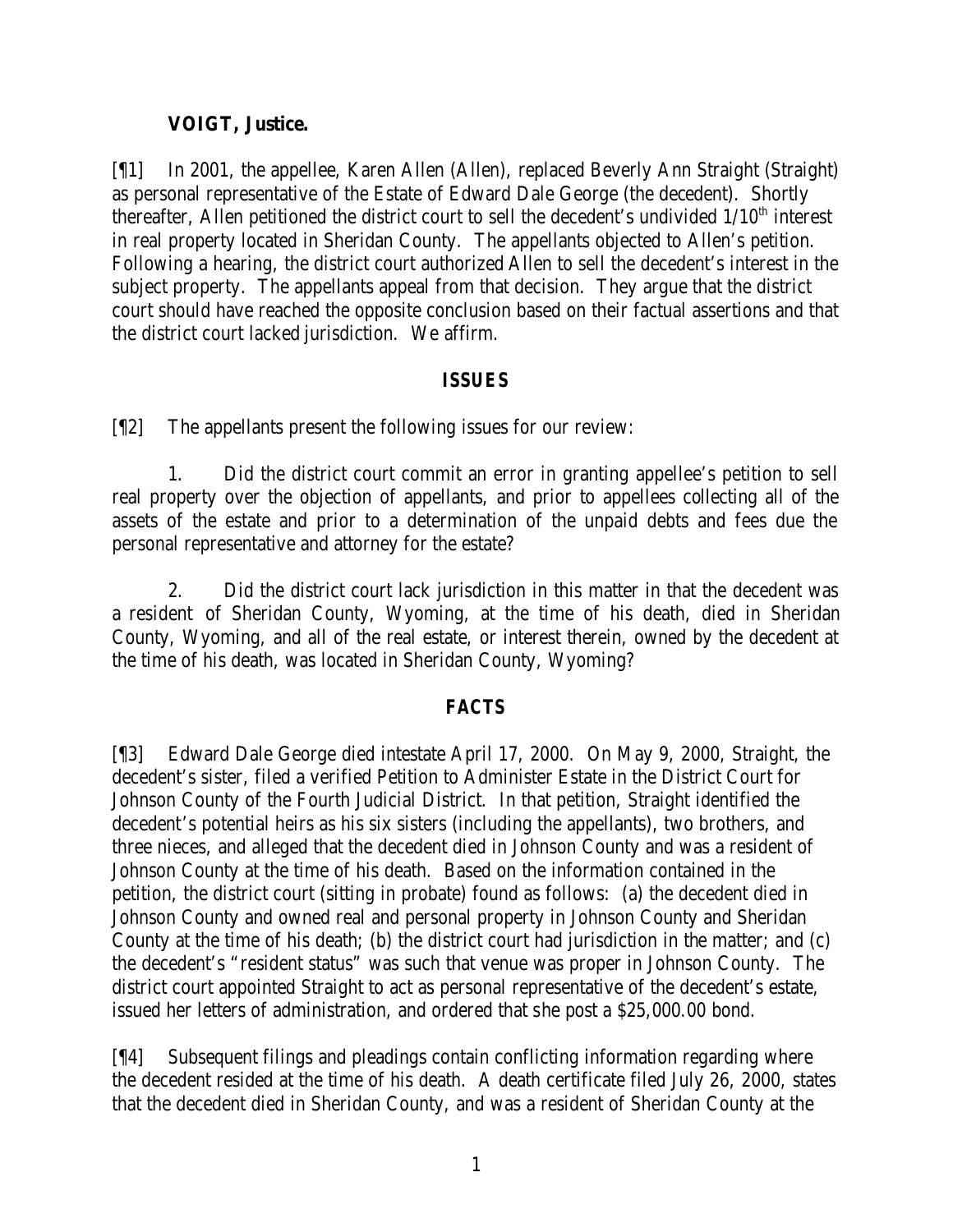**VOIGT, Justice.**

[¶1] In 2001, the appellee, Karen Allen (Allen), replaced Beverly Ann Straight (Straight) as personal representative of the Estate of Edward Dale George (the decedent). Shortly thereafter, Allen petitioned the district court to sell the decedent's undivided 1/10th interest in real property located in Sheridan County. The appellants objected to Allen's petition. Following a hearing, the district court authorized Allen to sell the decedent's interest in the subject property. The appellants appeal from that decision. They argue that the district court should have reached the opposite conclusion based on their factual assertions and that the district court lacked jurisdiction. We affirm.

## ISSUES

[¶2] The appellants present the following issues for our review:

1. Did the district court commit an error in granting appellee's petition to sell real property over the objection of appellants, and prior to appellees collecting all of the assets of the estate and prior to a determination of the unpaid debts and fees due the personal representative and attorney for the estate?

2. Did the district court lack jurisdiction in this matter in that the decedent was a resident of Sheridan County, Wyoming, at the time of his death, died in Sheridan County, Wyoming, and all of the real estate, or interest therein, owned by the decedent at the time of his death, was located in Sheridan County, Wyoming?

## FACTS

[¶3] Edward Dale George died intestate April 17, 2000. On May 9, 2000, Straight, the decedent's sister, filed a verified Petition to Administer Estate in the District Court for Johnson County of the Fourth Judicial District. In that petition, Straight identified the decedent's potential heirs as his six sisters (including the appellants), two brothers, and three nieces, and alleged that the decedent died in Johnson County and was a resident of Johnson County at the time of his death. Based on the information contained in the petition, the district court (sitting in probate) found as follows: (a) the decedent died in Johnson County and owned real and personal property in Johnson County and Sheridan County at the time of his death; (b) the district court had jurisdiction in the matter; and (c) the decedent's "resident status" was such that venue was proper in Johnson County. The district court appointed Straight to act as personal representative of the decedent's estate, issued her letters of administration, and ordered that she post a $25,000.00 bond.

[¶4] Subsequent filings and pleadings contain conflicting information regarding where the decedent resided at the time of his death. A death certificate filed July 26, 2000, states that the decedent died in Sheridan County, and was a resident of Sheridan County at the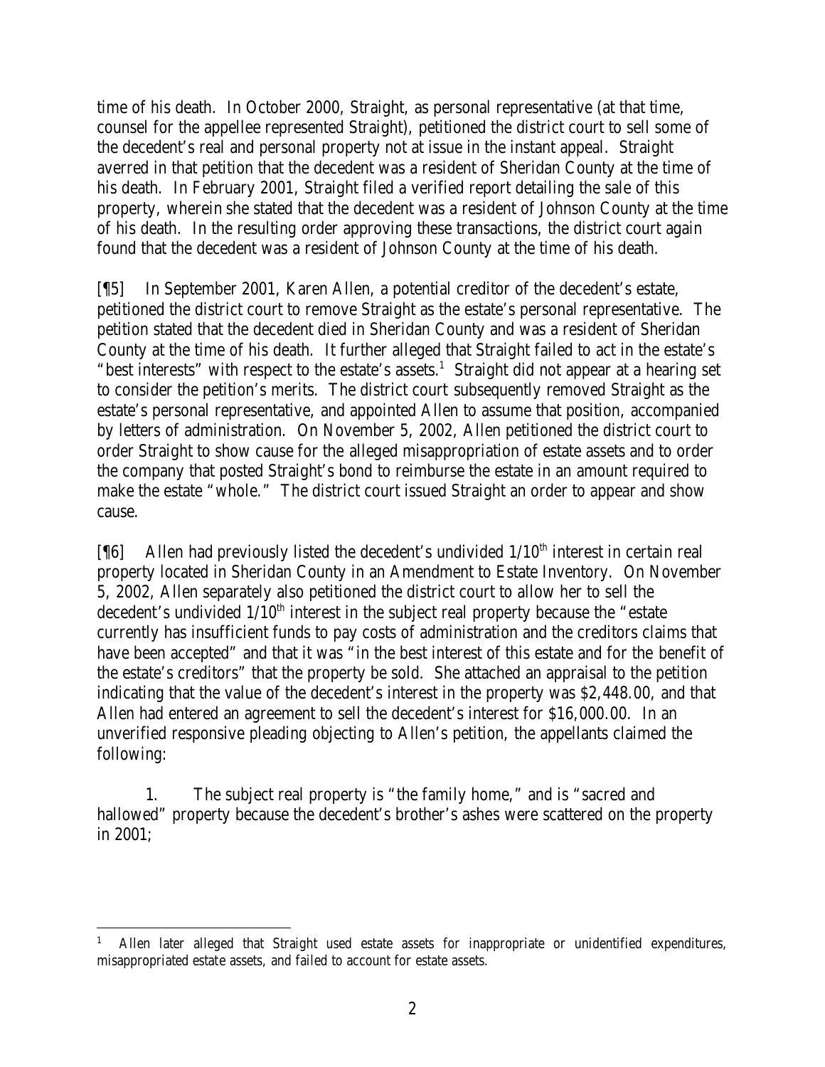time of his death. In October 2000, Straight, as personal representative (at that time, counsel for the appellee represented Straight), petitioned the district court to sell some of the decedent's real and personal property not at issue in the instant appeal. Straight averred in that petition that the decedent was a resident of Sheridan County at the time of his death. In February 2001, Straight filed a verified report detailing the sale of this property, wherein she stated that the decedent was a resident of Johnson County at the time of his death. In the resulting order approving these transactions, the district court again found that the decedent was a resident of Johnson County at the time of his death.

[¶5] In September 2001, Karen Allen, a potential creditor of the decedent's estate, petitioned the district court to remove Straight as the estate's personal representative. The petition stated that the decedent died in Sheridan County and was a resident of Sheridan County at the time of his death. It further alleged that Straight failed to act in the estate's "best interests" with respect to the estate's assets.[1] Straight did not appear at a hearing set to consider the petition's merits. The district court subsequently removed Straight as the estate's personal representative, and appointed Allen to assume that position, accompanied by letters of administration. On November 5, 2002, Allen petitioned the district court to order Straight to show cause for the alleged misappropriation of estate assets and to order the company that posted Straight's bond to reimburse the estate in an amount required to make the estate "whole." The district court issued Straight an order to appear and show cause.

[¶6] Allen had previously listed the decedent's undivided 1/10th interest in certain real property located in Sheridan County in an Amendment to Estate Inventory. On November 5, 2002, Allen separately also petitioned the district court to allow her to sell the decedent's undivided 1/10th interest in the subject real property because the "estate currently has insufficient funds to pay costs of administration and the creditors claims that have been accepted" and that it was "in the best interest of this estate and for the benefit of the estate's creditors" that the property be sold. She attached an appraisal to the petition indicating that the value of the decedent's interest in the property was $2,448.00, and that Allen had entered an agreement to sell the decedent's interest for $16,000.00. In an unverified responsive pleading objecting to Allen's petition, the appellants claimed the following:

1. The subject real property is "the family home," and is "sacred and hallowed" property because the decedent's brother's ashes were scattered on the property in 2001;

---

[1] Allen later alleged that Straight used estate assets for inappropriate or unidentified expenditures, misappropriated estate assets, and failed to account for estate assets.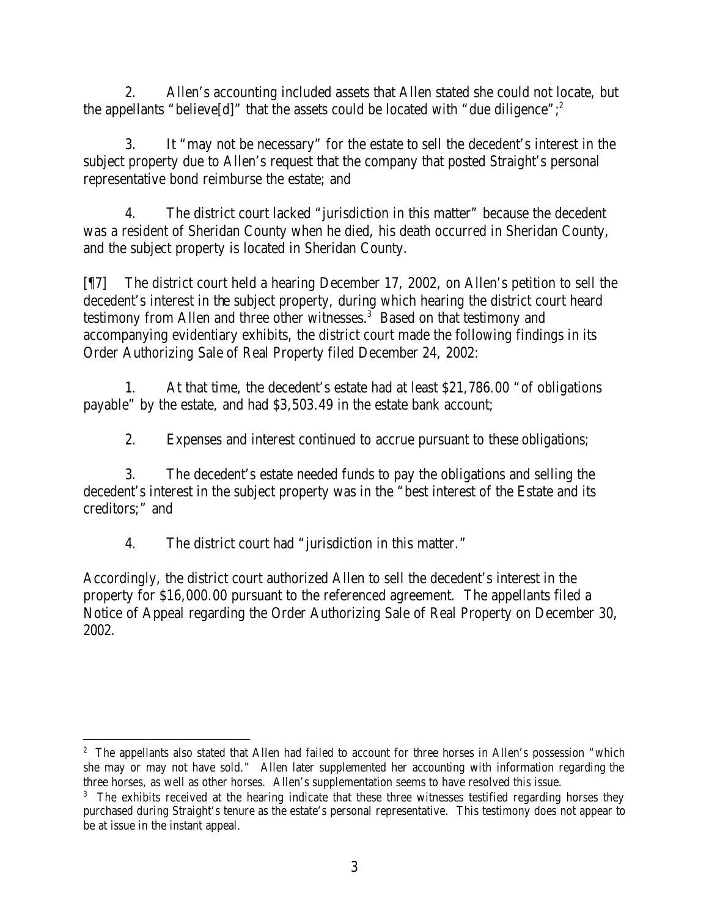2. Allen's accounting included assets that Allen stated she could not locate, but the appellants "believe[d]" that the assets could be located with "due diligence";[2]

3. It "may not be necessary" for the estate to sell the decedent's interest in the subject property due to Allen's request that the company that posted Straight's personal representative bond reimburse the estate; and

4. The district court lacked "jurisdiction in this matter" because the decedent was a resident of Sheridan County when he died, his death occurred in Sheridan County, and the subject property is located in Sheridan County.

[¶7] The district court held a hearing December 17, 2002, on Allen's petition to sell the decedent's interest in the subject property, during which hearing the district court heard testimony from Allen and three other witnesses.[3] Based on that testimony and accompanying evidentiary exhibits, the district court made the following findings in its Order Authorizing Sale of Real Property filed December 24, 2002:

1. At that time, the decedent's estate had at least $21,786.00 "of obligations payable" by the estate, and had $3,503.49 in the estate bank account;

2. Expenses and interest continued to accrue pursuant to these obligations;

3. The decedent's estate needed funds to pay the obligations and selling the decedent's interest in the subject property was in the "best interest of the Estate and its creditors;" and

4. The district court had "jurisdiction in this matter."

Accordingly, the district court authorized Allen to sell the decedent's interest in the property for $16,000.00 pursuant to the referenced agreement. The appellants filed a Notice of Appeal regarding the Order Authorizing Sale of Real Property on December 30, 2002.

---

[2] The appellants also stated that Allen had failed to account for three horses in Allen's possession "which she may or may not have sold." Allen later supplemented her accounting with information regarding the three horses, as well as other horses. Allen's supplementation seems to have resolved this issue.

[3] The exhibits received at the hearing indicate that these three witnesses testified regarding horses they purchased during Straight's tenure as the estate's personal representative. This testimony does not appear to be at issue in the instant appeal.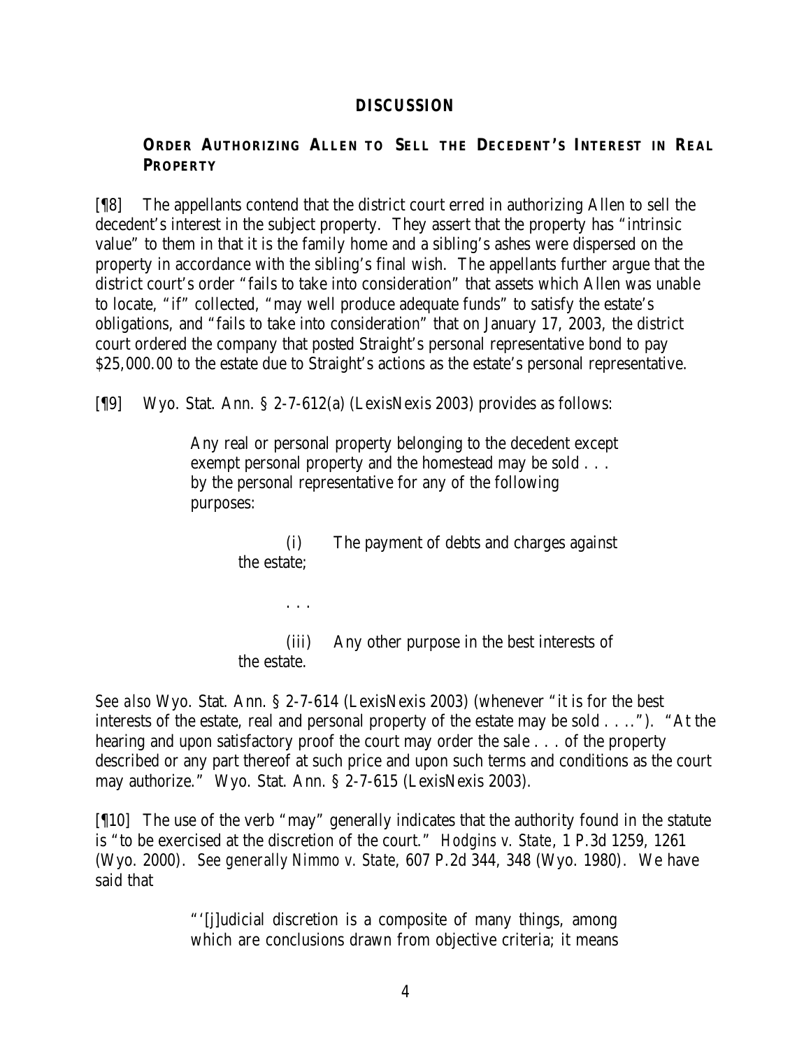## DISCUSSION

### ORDER AUTHORIZING ALLEN TO SELL THE DECEDENT'S INTEREST IN REAL PROPERTY

[¶8] The appellants contend that the district court erred in authorizing Allen to sell the decedent's interest in the subject property. They assert that the property has "intrinsic value" to them in that it is the family home and a sibling's ashes were dispersed on the property in accordance with the sibling's final wish. The appellants further argue that the district court's order "fails to take into consideration" that assets which Allen was unable to locate, "if" collected, "may well produce adequate funds" to satisfy the estate's obligations, and "fails to take into consideration" that on January 17, 2003, the district court ordered the company that posted Straight's personal representative bond to pay $25,000.00 to the estate due to Straight's actions as the estate's personal representative.

[¶9] Wyo. Stat. Ann. § 2-7-612(a) (LexisNexis 2003) provides as follows:

> Any real or personal property belonging to the decedent except exempt personal property and the homestead may be sold . . . by the personal representative for any of the following purposes:
>
> (i) The payment of debts and charges against the estate;
>
> . . .
>
> (iii) Any other purpose in the best interests of the estate.

*See also* Wyo. Stat. Ann. § 2-7-614 (LexisNexis 2003) (whenever "it is for the best interests of the estate, real and personal property of the estate may be sold . . . ."). "At the hearing and upon satisfactory proof the court may order the sale . . . of the property described or any part thereof at such price and upon such terms and conditions as the court may authorize." Wyo. Stat. Ann. § 2-7-615 (LexisNexis 2003).

[¶10] The use of the verb "may" generally indicates that the authority found in the statute is "to be exercised at the discretion of the court." *Hodgins v. State*, 1 P.3d 1259, 1261 (Wyo. 2000). *See generally Nimmo v. State*, 607 P.2d 344, 348 (Wyo. 1980). We have said that

> "'[j]udicial discretion is a composite of many things, among which are conclusions drawn from objective criteria; it means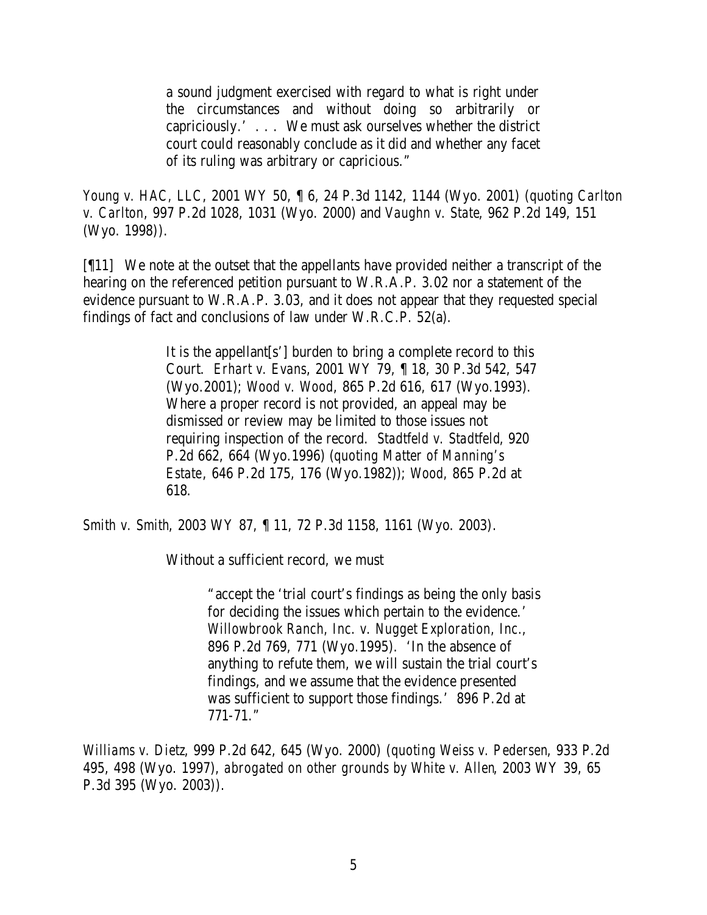> a sound judgment exercised with regard to what is right under the circumstances and without doing so arbitrarily or capriciously.' . . . We must ask ourselves whether the district court could reasonably conclude as it did and whether any facet of its ruling was arbitrary or capricious."

*Young v. HAC, LLC*, 2001 WY 50, ¶ 6, 24 P.3d 1142, 1144 (Wyo. 2001) (*quoting Carlton v. Carlton*, 997 P.2d 1028, 1031 (Wyo. 2000) and *Vaughn v. State*, 962 P.2d 149, 151 (Wyo. 1998)).

[¶11] We note at the outset that the appellants have provided neither a transcript of the hearing on the referenced petition pursuant to W.R.A.P. 3.02 nor a statement of the evidence pursuant to W.R.A.P. 3.03, and it does not appear that they requested special findings of fact and conclusions of law under W.R.C.P. 52(a).

> It is the appellant[s'] burden to bring a complete record to this Court. *Erhart v. Evans*, 2001 WY 79, ¶ 18, 30 P.3d 542, 547 (Wyo.2001); *Wood v. Wood*, 865 P.2d 616, 617 (Wyo.1993). Where a proper record is not provided, an appeal may be dismissed or review may be limited to those issues not requiring inspection of the record. *Stadtfeld v. Stadtfeld*, 920 P.2d 662, 664 (Wyo.1996) (*quoting Matter of Manning's Estate*, 646 P.2d 175, 176 (Wyo.1982)); *Wood*, 865 P.2d at 618.

*Smith v. Smith*, 2003 WY 87, ¶ 11, 72 P.3d 1158, 1161 (Wyo. 2003).

> Without a sufficient record, we must
>
> > "accept the 'trial court's findings as being the only basis for deciding the issues which pertain to the evidence.' *Willowbrook Ranch, Inc. v. Nugget Exploration, Inc.*, 896 P.2d 769, 771 (Wyo.1995). 'In the absence of anything to refute them, we will sustain the trial court's findings, and we assume that the evidence presented was sufficient to support those findings.' 896 P.2d at 771-71."

*Williams v. Dietz*, 999 P.2d 642, 645 (Wyo. 2000) (*quoting Weiss v. Pedersen*, 933 P.2d 495, 498 (Wyo. 1997), *abrogated on other grounds by White v. Allen*, 2003 WY 39, 65 P.3d 395 (Wyo. 2003)).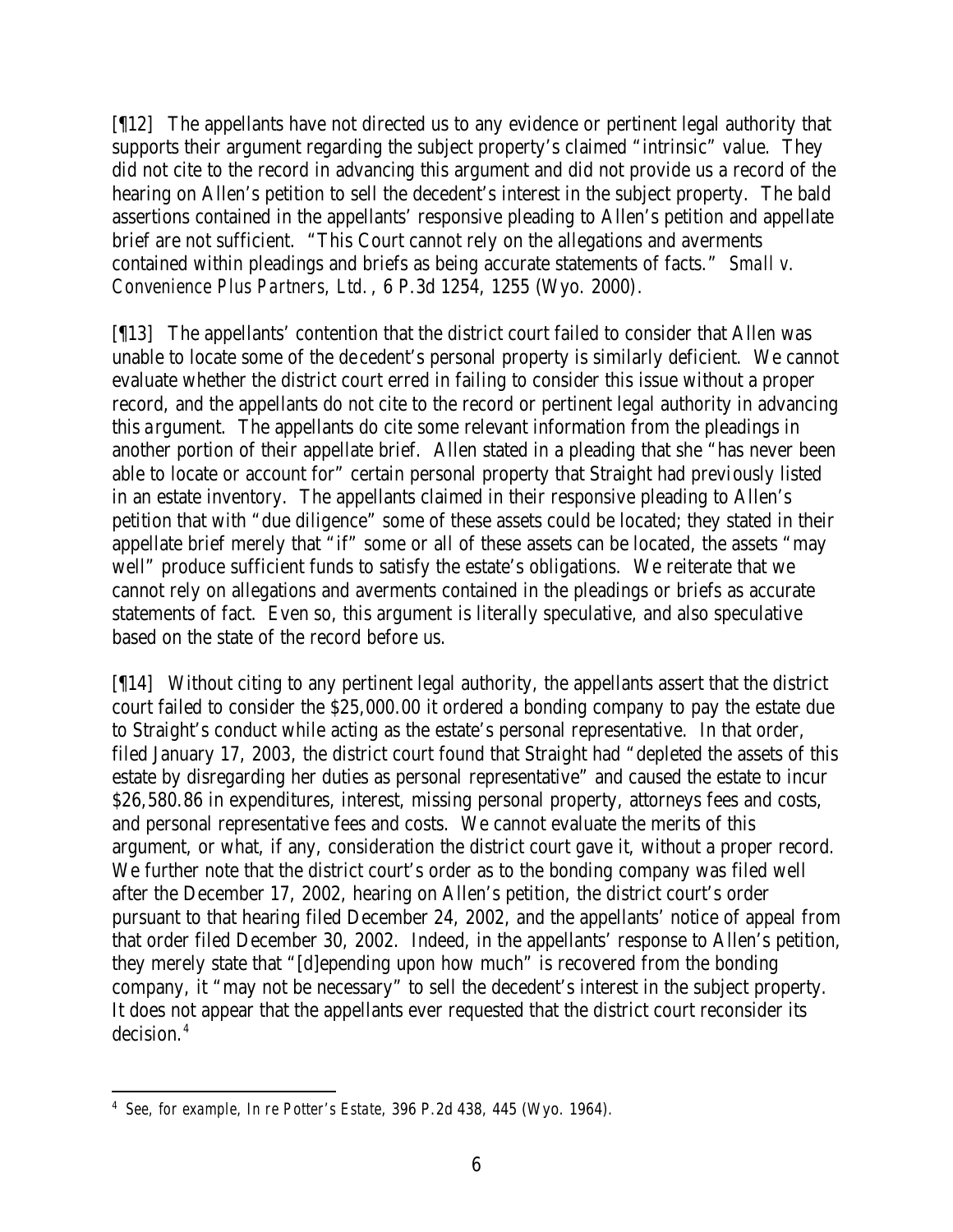[¶12] The appellants have not directed us to any evidence or pertinent legal authority that supports their argument regarding the subject property's claimed "intrinsic" value. They did not cite to the record in advancing this argument and did not provide us a record of the hearing on Allen's petition to sell the decedent's interest in the subject property. The bald assertions contained in the appellants' responsive pleading to Allen's petition and appellate brief are not sufficient. "This Court cannot rely on the allegations and averments contained within pleadings and briefs as being accurate statements of facts." *Small v. Convenience Plus Partners, Ltd.*, 6 P.3d 1254, 1255 (Wyo. 2000).

[¶13] The appellants' contention that the district court failed to consider that Allen was unable to locate some of the decedent's personal property is similarly deficient. We cannot evaluate whether the district court erred in failing to consider this issue without a proper record, and the appellants do not cite to the record or pertinent legal authority in advancing this argument. The appellants do cite some relevant information from the pleadings in another portion of their appellate brief. Allen stated in a pleading that she "has never been able to locate or account for" certain personal property that Straight had previously listed in an estate inventory. The appellants claimed in their responsive pleading to Allen's petition that with "due diligence" some of these assets could be located; they stated in their appellate brief merely that "if" some or all of these assets can be located, the assets "may well" produce sufficient funds to satisfy the estate's obligations. We reiterate that we cannot rely on allegations and averments contained in the pleadings or briefs as accurate statements of fact. Even so, this argument is literally speculative, and also speculative based on the state of the record before us.

[¶14] Without citing to any pertinent legal authority, the appellants assert that the district court failed to consider the $25,000.00 it ordered a bonding company to pay the estate due to Straight's conduct while acting as the estate's personal representative. In that order, filed January 17, 2003, the district court found that Straight had "depleted the assets of this estate by disregarding her duties as personal representative" and caused the estate to incur $26,580.86 in expenditures, interest, missing personal property, attorneys fees and costs, and personal representative fees and costs. We cannot evaluate the merits of this argument, or what, if any, consideration the district court gave it, without a proper record. We further note that the district court's order as to the bonding company was filed well after the December 17, 2002, hearing on Allen's petition, the district court's order pursuant to that hearing filed December 24, 2002, and the appellants' notice of appeal from that order filed December 30, 2002. Indeed, in the appellants' response to Allen's petition, they merely state that "[d]epending upon how much" is recovered from the bonding company, it "may not be necessary" to sell the decedent's interest in the subject property. It does not appear that the appellants ever requested that the district court reconsider its decision.[4]

---

[4] *See, for example, In re Potter's Estate*, 396 P.2d 438, 445 (Wyo. 1964).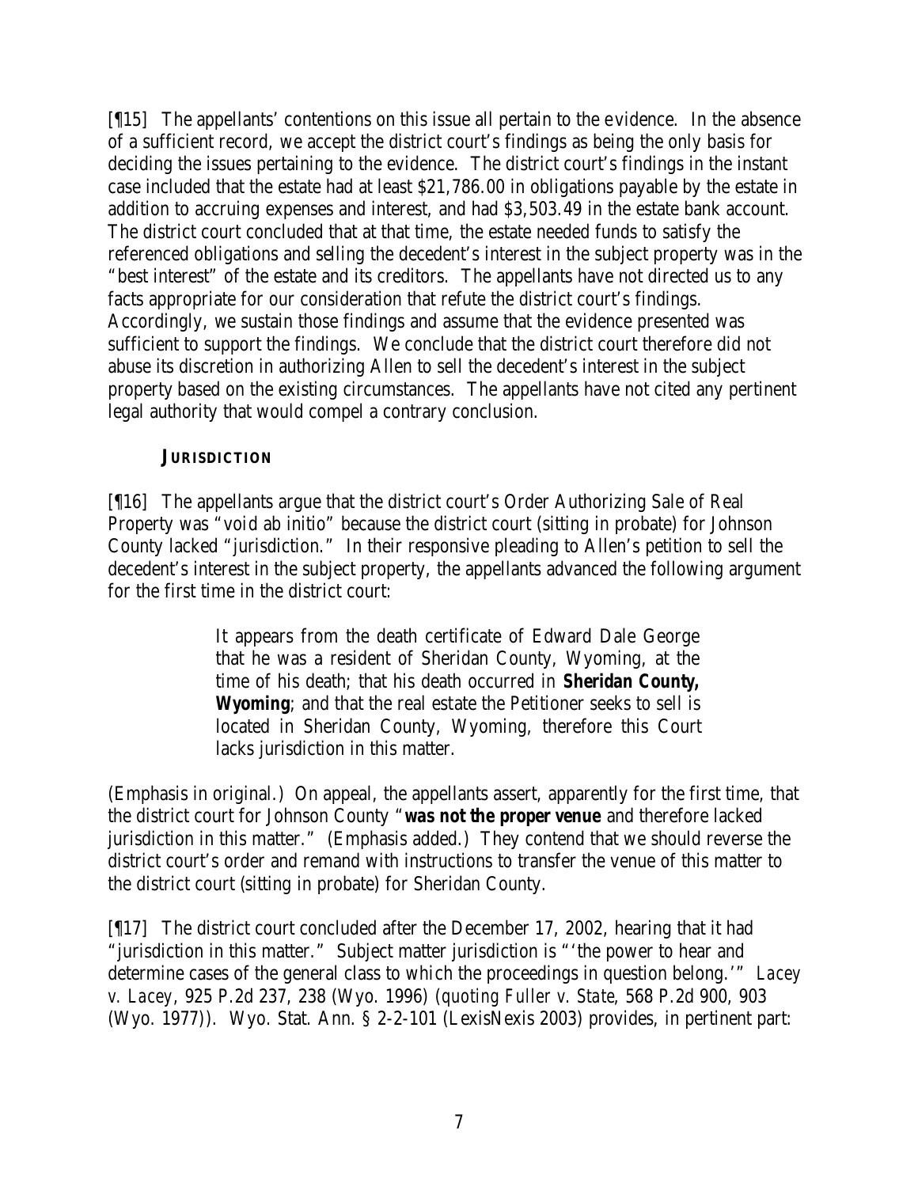[¶15] The appellants' contentions on this issue all pertain to the evidence. In the absence of a sufficient record, we accept the district court's findings as being the only basis for deciding the issues pertaining to the evidence. The district court's findings in the instant case included that the estate had at least $21,786.00 in obligations payable by the estate in addition to accruing expenses and interest, and had $3,503.49 in the estate bank account. The district court concluded that at that time, the estate needed funds to satisfy the referenced obligations and selling the decedent's interest in the subject property was in the "best interest" of the estate and its creditors. The appellants have not directed us to any facts appropriate for our consideration that refute the district court's findings. Accordingly, we sustain those findings and assume that the evidence presented was sufficient to support the findings. We conclude that the district court therefore did not abuse its discretion in authorizing Allen to sell the decedent's interest in the subject property based on the existing circumstances. The appellants have not cited any pertinent legal authority that would compel a contrary conclusion.

### JURISDICTION

[¶16] The appellants argue that the district court's Order Authorizing Sale of Real Property was "void ab initio" because the district court (sitting in probate) for Johnson County lacked "jurisdiction." In their responsive pleading to Allen's petition to sell the decedent's interest in the subject property, the appellants advanced the following argument for the first time in the district court:

> It appears from the death certificate of Edward Dale George that he was a resident of Sheridan County, Wyoming, at the time of his death; that his death occurred in **Sheridan County, Wyoming**; and that the real estate the Petitioner seeks to sell is located in Sheridan County, Wyoming, therefore this Court lacks jurisdiction in this matter.

(Emphasis in original.) On appeal, the appellants assert, apparently for the first time, that the district court for Johnson County "**was not the proper venue** and therefore lacked jurisdiction in this matter." (Emphasis added.) They contend that we should reverse the district court's order and remand with instructions to transfer the venue of this matter to the district court (sitting in probate) for Sheridan County.

[¶17] The district court concluded after the December 17, 2002, hearing that it had "jurisdiction in this matter." Subject matter jurisdiction is "'the power to hear and determine cases of the general class to which the proceedings in question belong.'" *Lacey v. Lacey*, 925 P.2d 237, 238 (Wyo. 1996) (*quoting Fuller v. State*, 568 P.2d 900, 903 (Wyo. 1977)). Wyo. Stat. Ann. § 2-2-101 (LexisNexis 2003) provides, in pertinent part: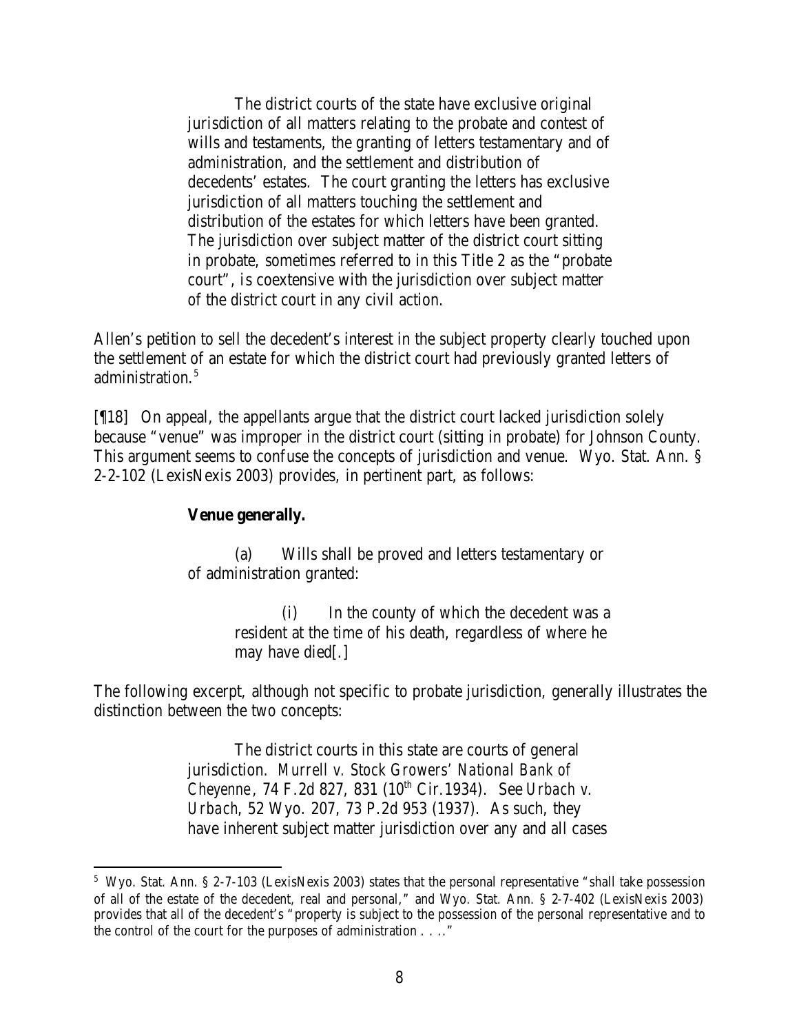> The district courts of the state have exclusive original jurisdiction of all matters relating to the probate and contest of wills and testaments, the granting of letters testamentary and of administration, and the settlement and distribution of decedents' estates. The court granting the letters has exclusive jurisdiction of all matters touching the settlement and distribution of the estates for which letters have been granted. The jurisdiction over subject matter of the district court sitting in probate, sometimes referred to in this Title 2 as the "probate court", is coextensive with the jurisdiction over subject matter of the district court in any civil action.

Allen's petition to sell the decedent's interest in the subject property clearly touched upon the settlement of an estate for which the district court had previously granted letters of administration.[5]

[¶18] On appeal, the appellants argue that the district court lacked jurisdiction solely because "venue" was improper in the district court (sitting in probate) for Johnson County. This argument seems to confuse the concepts of jurisdiction and venue. Wyo. Stat. Ann. § 2-2-102 (LexisNexis 2003) provides, in pertinent part, as follows:

> **Venue generally.**
>
> (a) Wills shall be proved and letters testamentary or of administration granted:
>
> (i) In the county of which the decedent was a resident at the time of his death, regardless of where he may have died[.]

The following excerpt, although not specific to probate jurisdiction, generally illustrates the distinction between the two concepts:

> The district courts in this state are courts of general jurisdiction. *Murrell v. Stock Growers' National Bank of Cheyenne*, 74 F.2d 827, 831 (10th Cir.1934). See *Urbach v. Urbach*, 52 Wyo. 207, 73 P.2d 953 (1937). As such, they have inherent subject matter jurisdiction over any and all cases

---

[5] Wyo. Stat. Ann. § 2-7-103 (LexisNexis 2003) states that the personal representative "shall take possession of all of the estate of the decedent, real and personal," and Wyo. Stat. Ann. § 2-7-402 (LexisNexis 2003) provides that all of the decedent's "property is subject to the possession of the personal representative and to the control of the court for the purposes of administration . . . ."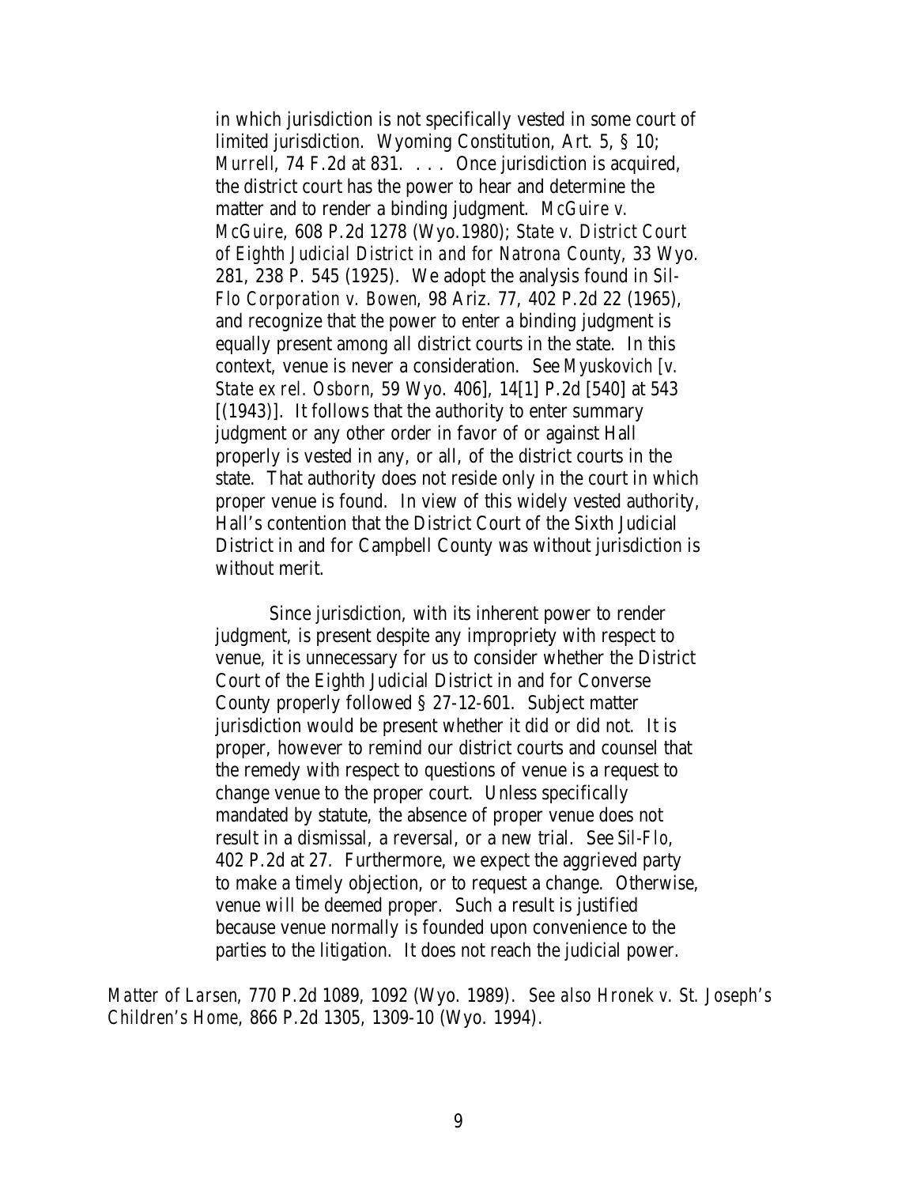> in which jurisdiction is not specifically vested in some court of limited jurisdiction. Wyoming Constitution, Art. 5, § 10; *Murrell*, 74 F.2d at 831. . . . Once jurisdiction is acquired, the district court has the power to hear and determine the matter and to render a binding judgment. *McGuire v. McGuire*, 608 P.2d 1278 (Wyo.1980); *State v. District Court of Eighth Judicial District in and for Natrona County*, 33 Wyo. 281, 238 P. 545 (1925). We adopt the analysis found in *Sil-Flo Corporation v. Bowen*, 98 Ariz. 77, 402 P.2d 22 (1965), and recognize that the power to enter a binding judgment is equally present among all district courts in the state. In this context, venue is never a consideration. See *Myuskovich [v. State ex rel. Osborn*, 59 Wyo. 406], 14[1] P.2d [540] at 543 [(1943)]. It follows that the authority to enter summary judgment or any other order in favor of or against Hall properly is vested in any, or all, of the district courts in the state. That authority does not reside only in the court in which proper venue is found. In view of this widely vested authority, Hall's contention that the District Court of the Sixth Judicial District in and for Campbell County was without jurisdiction is without merit.
>
> Since jurisdiction, with its inherent power to render judgment, is present despite any impropriety with respect to venue, it is unnecessary for us to consider whether the District Court of the Eighth Judicial District in and for Converse County properly followed § 27-12-601. Subject matter jurisdiction would be present whether it did or did not. It is proper, however to remind our district courts and counsel that the remedy with respect to questions of venue is a request to change venue to the proper court. Unless specifically mandated by statute, the absence of proper venue does not result in a dismissal, a reversal, or a new trial. See *Sil-Flo*, 402 P.2d at 27. Furthermore, we expect the aggrieved party to make a timely objection, or to request a change. Otherwise, venue will be deemed proper. Such a result is justified because venue normally is founded upon convenience to the parties to the litigation. It does not reach the judicial power.

*Matter of Larsen*, 770 P.2d 1089, 1092 (Wyo. 1989). *See also Hronek v. St. Joseph's Children's Home*, 866 P.2d 1305, 1309-10 (Wyo. 1994).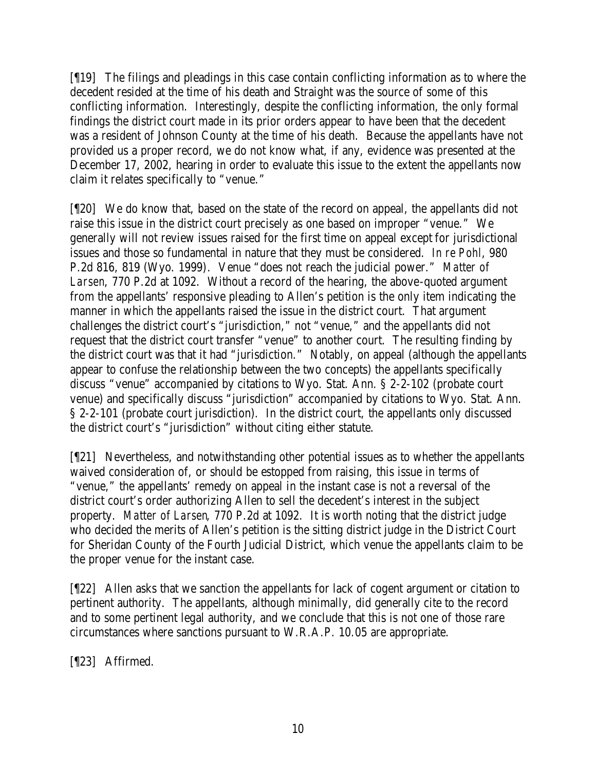[¶19] The filings and pleadings in this case contain conflicting information as to where the decedent resided at the time of his death and Straight was the source of some of this conflicting information. Interestingly, despite the conflicting information, the only formal findings the district court made in its prior orders appear to have been that the decedent was a resident of Johnson County at the time of his death. Because the appellants have not provided us a proper record, we do not know what, if any, evidence was presented at the December 17, 2002, hearing in order to evaluate this issue to the extent the appellants now claim it relates specifically to "venue."

[¶20] We do know that, based on the state of the record on appeal, the appellants did not raise this issue in the district court precisely as one based on improper "venue." We generally will not review issues raised for the first time on appeal except for jurisdictional issues and those so fundamental in nature that they must be considered. *In re Pohl*, 980 P.2d 816, 819 (Wyo. 1999). Venue "does not reach the judicial power." *Matter of Larsen*, 770 P.2d at 1092. Without a record of the hearing, the above-quoted argument from the appellants' responsive pleading to Allen's petition is the only item indicating the manner in which the appellants raised the issue in the district court. That argument challenges the district court's "jurisdiction," not "venue," and the appellants did not request that the district court transfer "venue" to another court. The resulting finding by the district court was that it had "jurisdiction." Notably, on appeal (although the appellants appear to confuse the relationship between the two concepts) the appellants specifically discuss "venue" accompanied by citations to Wyo. Stat. Ann. § 2-2-102 (probate court venue) and specifically discuss "jurisdiction" accompanied by citations to Wyo. Stat. Ann. § 2-2-101 (probate court jurisdiction). In the district court, the appellants only discussed the district court's "jurisdiction" without citing either statute.

[¶21] Nevertheless, and notwithstanding other potential issues as to whether the appellants waived consideration of, or should be estopped from raising, this issue in terms of "venue," the appellants' remedy on appeal in the instant case is not a reversal of the district court's order authorizing Allen to sell the decedent's interest in the subject property. *Matter of Larsen*, 770 P.2d at 1092. It is worth noting that the district judge who decided the merits of Allen's petition is the sitting district judge in the District Court for Sheridan County of the Fourth Judicial District, which venue the appellants claim to be the proper venue for the instant case.

[¶22] Allen asks that we sanction the appellants for lack of cogent argument or citation to pertinent authority. The appellants, although minimally, did generally cite to the record and to some pertinent legal authority, and we conclude that this is not one of those rare circumstances where sanctions pursuant to W.R.A.P. 10.05 are appropriate.

[¶23] Affirmed.